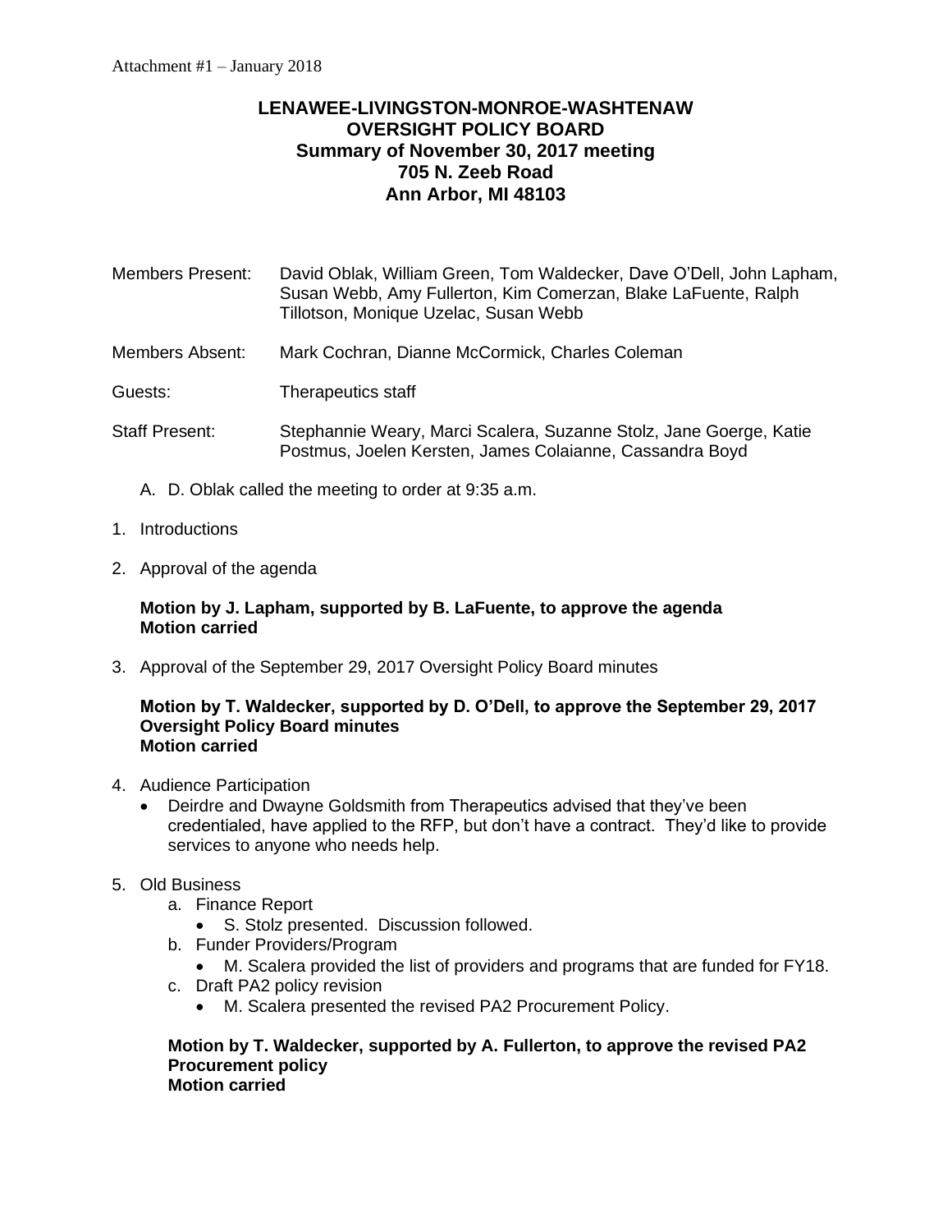Attachment #1 – January 2018

# LENAWEE-LIVINGSTON-MONROE-WASHTENAW OVERSIGHT POLICY BOARD

## Summary of November 30, 2017 meeting
## 705 N. Zeeb Road
## Ann Arbor, MI 48103

Members Present: David Oblak, William Green, Tom Waldecker, Dave O'Dell, John Lapham, Susan Webb, Amy Fullerton, Kim Comerzan, Blake LaFuente, Ralph Tillotson, Monique Uzelac, Susan Webb

Members Absent: Mark Cochran, Dianne McCormick, Charles Coleman

Guests: Therapeutics staff

Staff Present: Stephannie Weary, Marci Scalera, Suzanne Stolz, Jane Goerge, Katie Postmus, Joelen Kersten, James Colaianne, Cassandra Boyd

A. D. Oblak called the meeting to order at 9:35 a.m.

1. Introductions

2. Approval of the agenda

   **Motion by J. Lapham, supported by B. LaFuente, to approve the agenda**
   **Motion carried**

3. Approval of the September 29, 2017 Oversight Policy Board minutes

   **Motion by T. Waldecker, supported by D. O'Dell, to approve the September 29, 2017 Oversight Policy Board minutes**
   **Motion carried**

4. Audience Participation
   - Deirdre and Dwayne Goldsmith from Therapeutics advised that they've been credentialed, have applied to the RFP, but don't have a contract. They'd like to provide services to anyone who needs help.

5. Old Business
   a. Finance Report
      - S. Stolz presented. Discussion followed.

   b. Funder Providers/Program
      - M. Scalera provided the list of providers and programs that are funded for FY18.

   c. Draft PA2 policy revision
      - M. Scalera presented the revised PA2 Procurement Policy.

   **Motion by T. Waldecker, supported by A. Fullerton, to approve the revised PA2 Procurement policy**
   **Motion carried**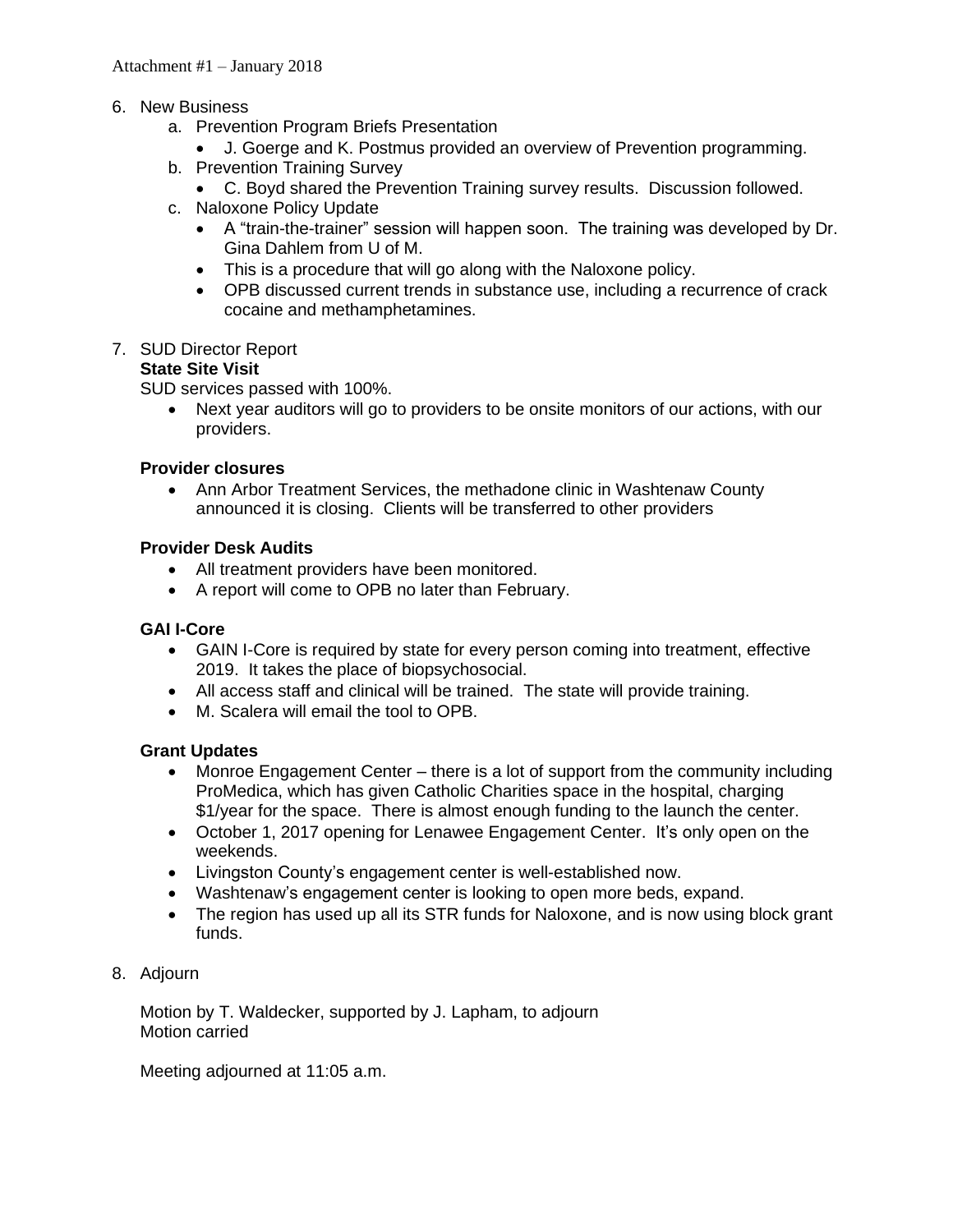6. New Business
   a. Prevention Program Briefs Presentation
      - J. Goerge and K. Postmus provided an overview of Prevention programming.
   b. Prevention Training Survey
      - C. Boyd shared the Prevention Training survey results. Discussion followed.
   c. Naloxone Policy Update
      - A "train-the-trainer" session will happen soon. The training was developed by Dr. Gina Dahlem from U of M.
      - This is a procedure that will go along with the Naloxone policy.
      - OPB discussed current trends in substance use, including a recurrence of crack cocaine and methamphetamines.

7. SUD Director Report

**State Site Visit**

SUD services passed with 100%.

- Next year auditors will go to providers to be onsite monitors of our actions, with our providers.

**Provider closures**

- Ann Arbor Treatment Services, the methadone clinic in Washtenaw County announced it is closing. Clients will be transferred to other providers

**Provider Desk Audits**

- All treatment providers have been monitored.
- A report will come to OPB no later than February.

**GAI I-Core**

- GAIN I-Core is required by state for every person coming into treatment, effective 2019. It takes the place of biopsychosocial.
- All access staff and clinical will be trained. The state will provide training.
- M. Scalera will email the tool to OPB.

**Grant Updates**

- Monroe Engagement Center – there is a lot of support from the community including ProMedica, which has given Catholic Charities space in the hospital, charging $1/year for the space. There is almost enough funding to the launch the center.
- October 1, 2017 opening for Lenawee Engagement Center. It's only open on the weekends.
- Livingston County's engagement center is well-established now.
- Washtenaw's engagement center is looking to open more beds, expand.
- The region has used up all its STR funds for Naloxone, and is now using block grant funds.

8. Adjourn

Motion by T. Waldecker, supported by J. Lapham, to adjourn
Motion carried

Meeting adjourned at 11:05 a.m.